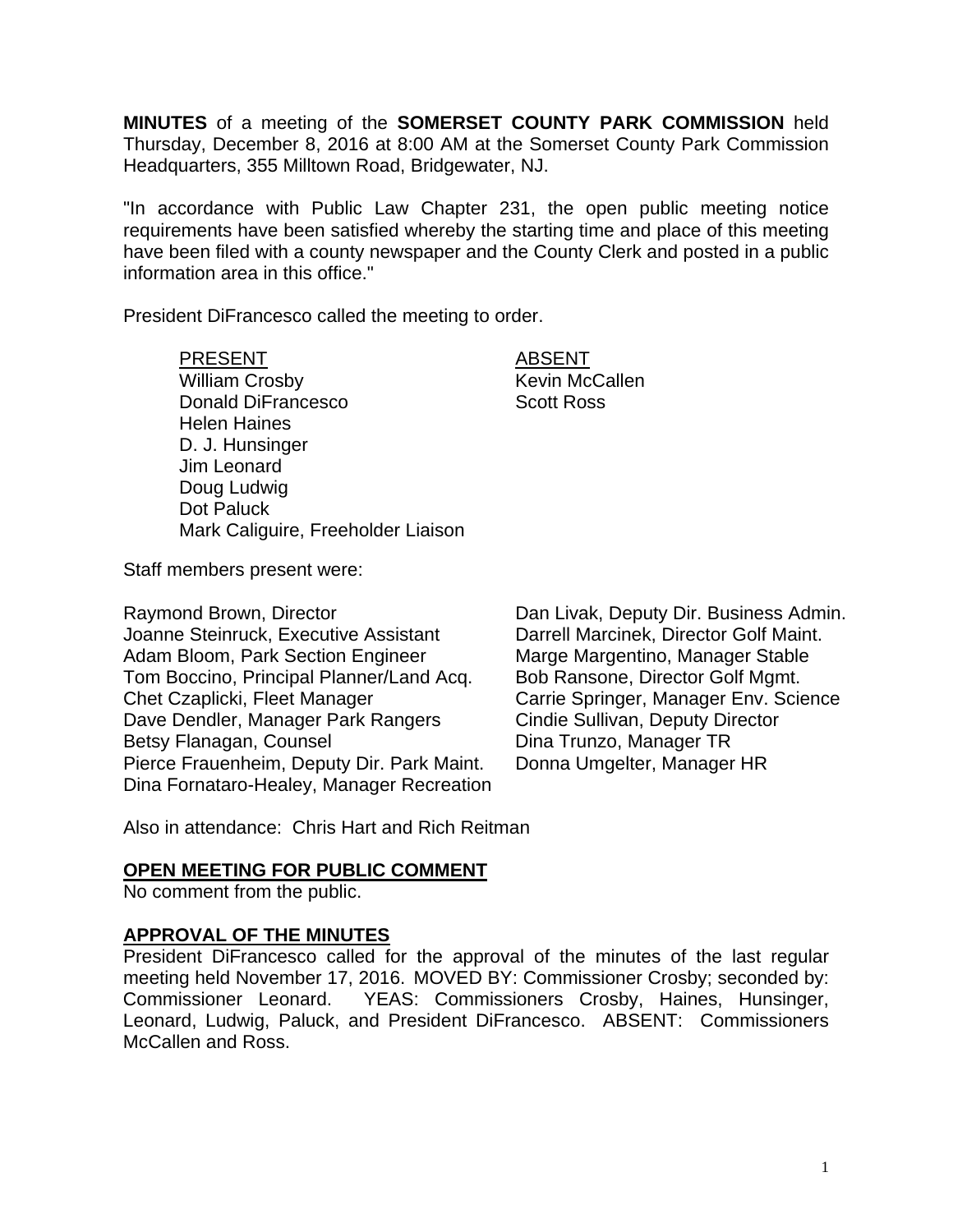**MINUTES** of a meeting of the **SOMERSET COUNTY PARK COMMISSION** held Thursday, December 8, 2016 at 8:00 AM at the Somerset County Park Commission Headquarters, 355 Milltown Road, Bridgewater, NJ.

"In accordance with Public Law Chapter 231, the open public meeting notice requirements have been satisfied whereby the starting time and place of this meeting have been filed with a county newspaper and the County Clerk and posted in a public information area in this office."

President DiFrancesco called the meeting to order.

| PRESENT | ABSENT |
|---|---|
| William Crosby | Kevin McCallen |
| Donald DiFrancesco | Scott Ross |
| Helen Haines | |
| D. J. Hunsinger | |
| Jim Leonard | |
| Doug Ludwig | |
| Dot Paluck | |
| Mark Caliguire, Freeholder Liaison | |

Staff members present were:

Raymond Brown, Director
Joanne Steinruck, Executive Assistant
Adam Bloom, Park Section Engineer
Tom Boccino, Principal Planner/Land Acq.
Chet Czaplicki, Fleet Manager
Dave Dendler, Manager Park Rangers
Betsy Flanagan, Counsel
Pierce Frauenheim, Deputy Dir. Park Maint.
Dina Fornataro-Healey, Manager Recreation
Dan Livak, Deputy Dir. Business Admin.
Darrell Marcinek, Director Golf Maint.
Marge Margentino, Manager Stable
Bob Ransone, Director Golf Mgmt.
Carrie Springer, Manager Env. Science
Cindie Sullivan, Deputy Director
Dina Trunzo, Manager TR
Donna Umgelter, Manager HR

Also in attendance: Chris Hart and Rich Reitman

## OPEN MEETING FOR PUBLIC COMMENT

No comment from the public.

## APPROVAL OF THE MINUTES

President DiFrancesco called for the approval of the minutes of the last regular meeting held November 17, 2016. MOVED BY: Commissioner Crosby; seconded by: Commissioner Leonard. YEAS: Commissioners Crosby, Haines, Hunsinger, Leonard, Ludwig, Paluck, and President DiFrancesco. ABSENT: Commissioners McCallen and Ross.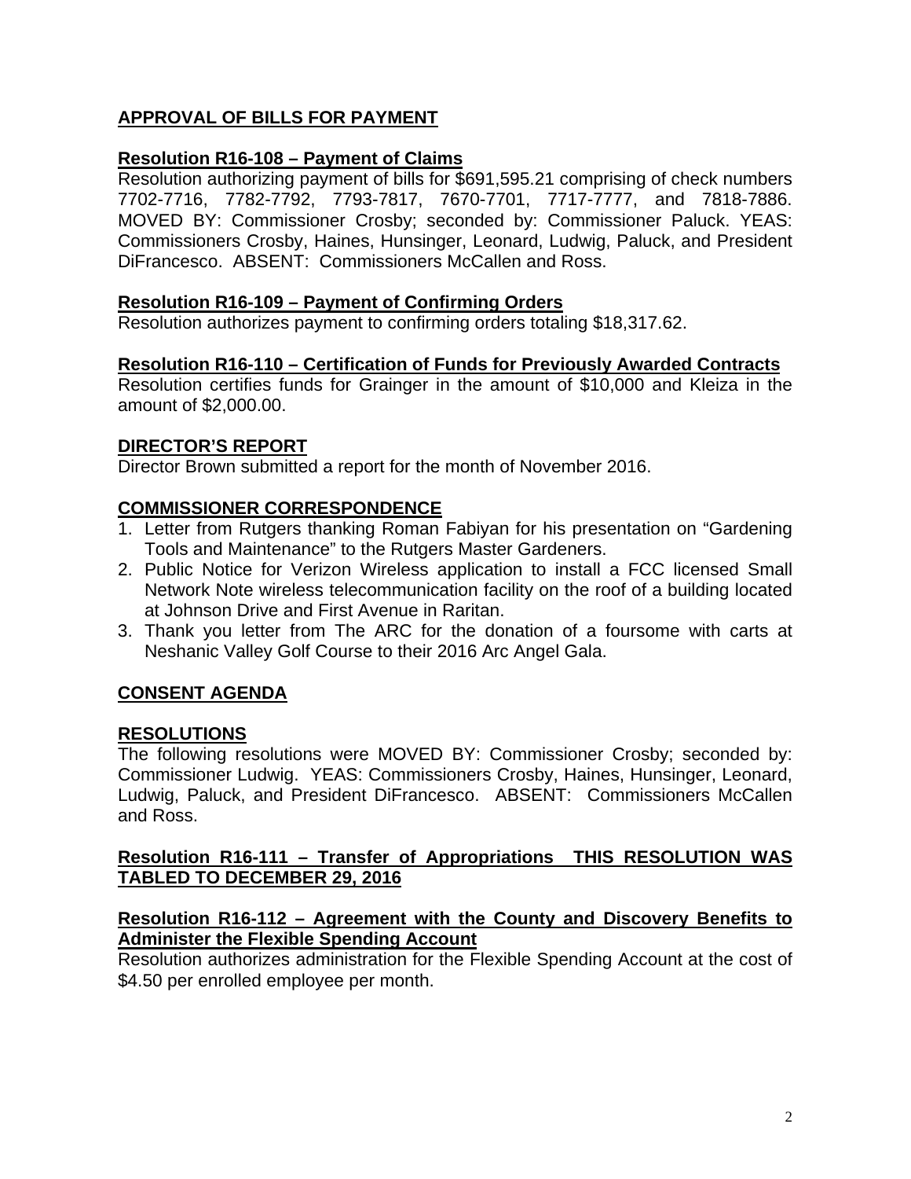## APPROVAL OF BILLS FOR PAYMENT

### Resolution R16-108 – Payment of Claims

Resolution authorizing payment of bills for $691,595.21 comprising of check numbers 7702-7716, 7782-7792, 7793-7817, 7670-7701, 7717-7777, and 7818-7886. MOVED BY: Commissioner Crosby; seconded by: Commissioner Paluck. YEAS: Commissioners Crosby, Haines, Hunsinger, Leonard, Ludwig, Paluck, and President DiFrancesco. ABSENT: Commissioners McCallen and Ross.

### Resolution R16-109 – Payment of Confirming Orders

Resolution authorizes payment to confirming orders totaling $18,317.62.

### Resolution R16-110 – Certification of Funds for Previously Awarded Contracts

Resolution certifies funds for Grainger in the amount of $10,000 and Kleiza in the amount of $2,000.00.

## DIRECTOR'S REPORT

Director Brown submitted a report for the month of November 2016.

## COMMISSIONER CORRESPONDENCE

1. Letter from Rutgers thanking Roman Fabiyan for his presentation on "Gardening Tools and Maintenance" to the Rutgers Master Gardeners.
2. Public Notice for Verizon Wireless application to install a FCC licensed Small Network Note wireless telecommunication facility on the roof of a building located at Johnson Drive and First Avenue in Raritan.
3. Thank you letter from The ARC for the donation of a foursome with carts at Neshanic Valley Golf Course to their 2016 Arc Angel Gala.

## CONSENT AGENDA

## RESOLUTIONS

The following resolutions were MOVED BY: Commissioner Crosby; seconded by: Commissioner Ludwig. YEAS: Commissioners Crosby, Haines, Hunsinger, Leonard, Ludwig, Paluck, and President DiFrancesco. ABSENT: Commissioners McCallen and Ross.

### Resolution R16-111 – Transfer of Appropriations THIS RESOLUTION WAS TABLED TO DECEMBER 29, 2016

### Resolution R16-112 – Agreement with the County and Discovery Benefits to Administer the Flexible Spending Account

Resolution authorizes administration for the Flexible Spending Account at the cost of $4.50 per enrolled employee per month.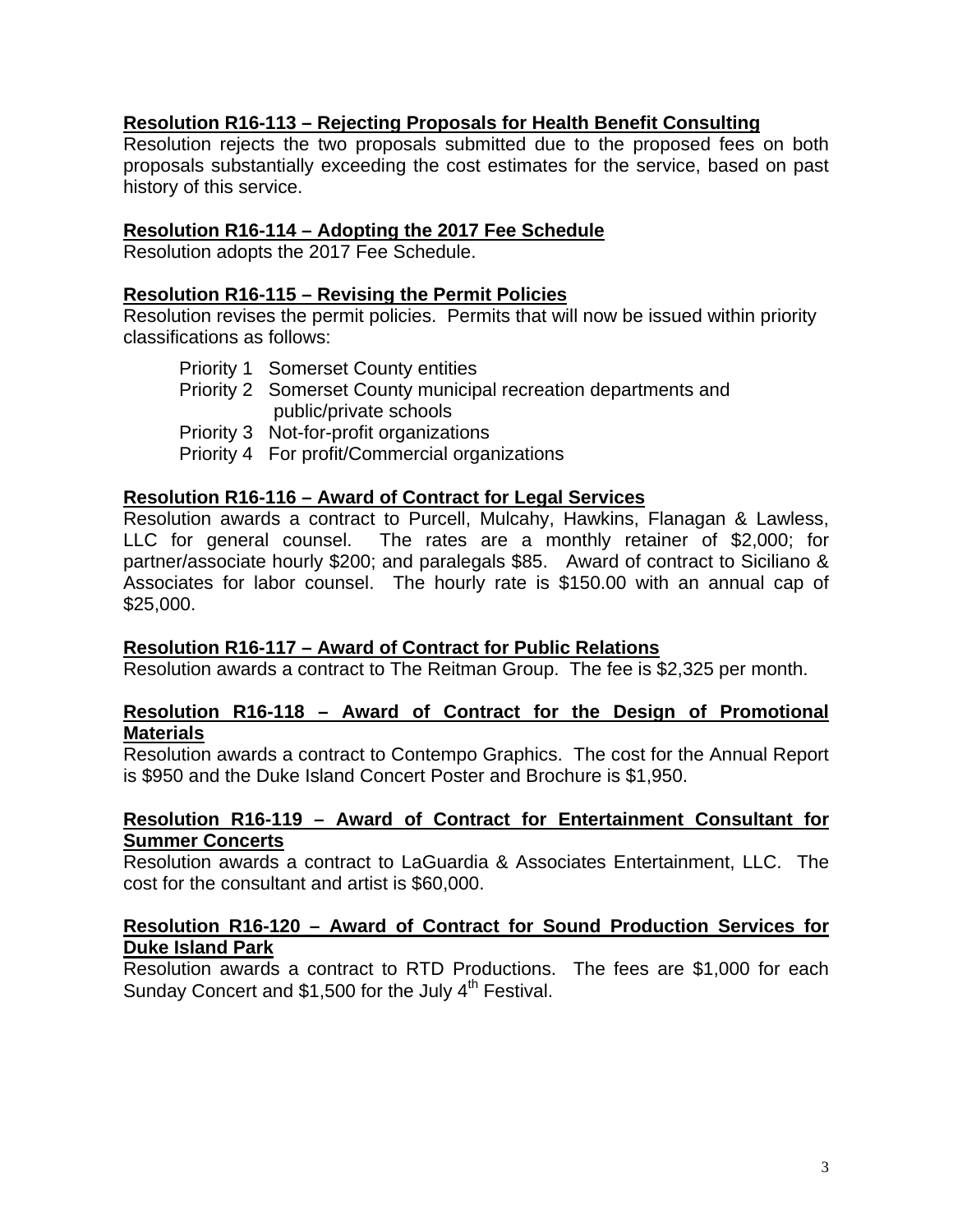**Resolution R16-113 – Rejecting Proposals for Health Benefit Consulting**

Resolution rejects the two proposals submitted due to the proposed fees on both proposals substantially exceeding the cost estimates for the service, based on past history of this service.

**Resolution R16-114 – Adopting the 2017 Fee Schedule**

Resolution adopts the 2017 Fee Schedule.

**Resolution R16-115 – Revising the Permit Policies**

Resolution revises the permit policies. Permits that will now be issued within priority classifications as follows:

- Priority 1 Somerset County entities
- Priority 2 Somerset County municipal recreation departments and public/private schools
- Priority 3 Not-for-profit organizations
- Priority 4 For profit/Commercial organizations

**Resolution R16-116 – Award of Contract for Legal Services**

Resolution awards a contract to Purcell, Mulcahy, Hawkins, Flanagan & Lawless, LLC for general counsel. The rates are a monthly retainer of $2,000; for partner/associate hourly $200; and paralegals $85. Award of contract to Siciliano & Associates for labor counsel. The hourly rate is $150.00 with an annual cap of $25,000.

**Resolution R16-117 – Award of Contract for Public Relations**

Resolution awards a contract to The Reitman Group. The fee is $2,325 per month.

**Resolution R16-118 – Award of Contract for the Design of Promotional Materials**

Resolution awards a contract to Contempo Graphics. The cost for the Annual Report is $950 and the Duke Island Concert Poster and Brochure is $1,950.

**Resolution R16-119 – Award of Contract for Entertainment Consultant for Summer Concerts**

Resolution awards a contract to LaGuardia & Associates Entertainment, LLC. The cost for the consultant and artist is $60,000.

**Resolution R16-120 – Award of Contract for Sound Production Services for Duke Island Park**

Resolution awards a contract to RTD Productions. The fees are $1,000 for each Sunday Concert and $1,500 for the July 4th Festival.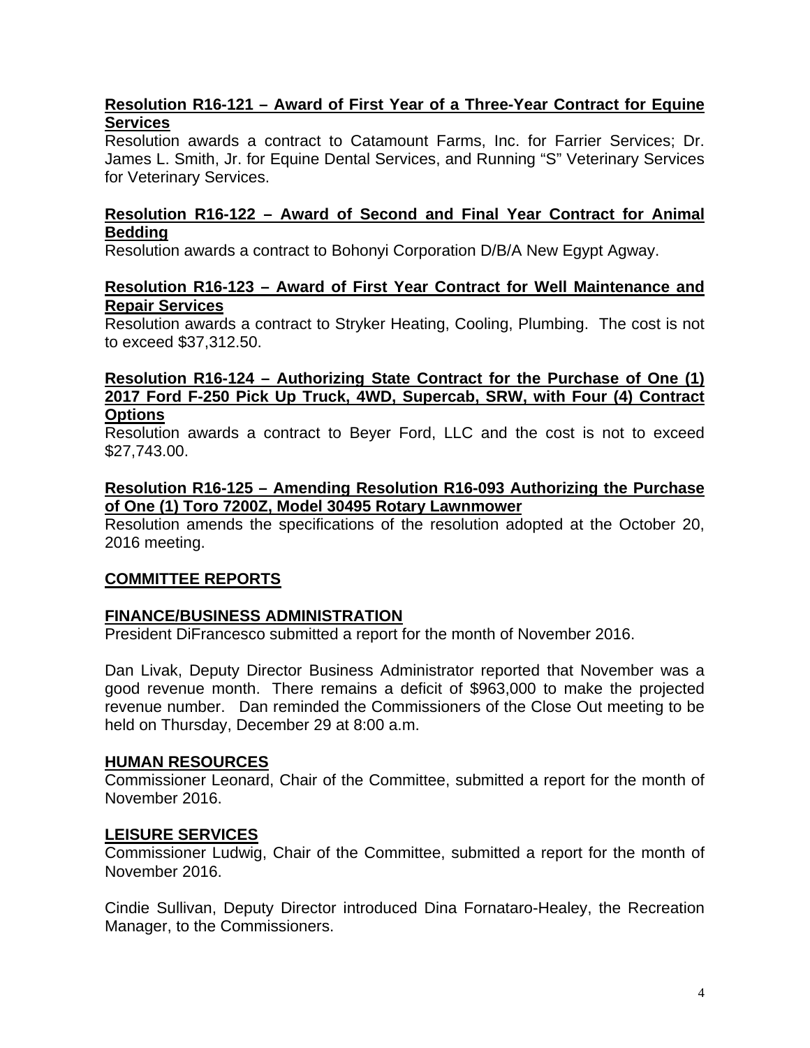**Resolution R16-121 – Award of First Year of a Three-Year Contract for Equine Services**
Resolution awards a contract to Catamount Farms, Inc. for Farrier Services; Dr. James L. Smith, Jr. for Equine Dental Services, and Running "S" Veterinary Services for Veterinary Services.

**Resolution R16-122 – Award of Second and Final Year Contract for Animal Bedding**
Resolution awards a contract to Bohonyi Corporation D/B/A New Egypt Agway.

**Resolution R16-123 – Award of First Year Contract for Well Maintenance and Repair Services**
Resolution awards a contract to Stryker Heating, Cooling, Plumbing. The cost is not to exceed $37,312.50.

**Resolution R16-124 – Authorizing State Contract for the Purchase of One (1) 2017 Ford F-250 Pick Up Truck, 4WD, Supercab, SRW, with Four (4) Contract Options**
Resolution awards a contract to Beyer Ford, LLC and the cost is not to exceed $27,743.00.

**Resolution R16-125 – Amending Resolution R16-093 Authorizing the Purchase of One (1) Toro 7200Z, Model 30495 Rotary Lawnmower**
Resolution amends the specifications of the resolution adopted at the October 20, 2016 meeting.

## COMMITTEE REPORTS

### FINANCE/BUSINESS ADMINISTRATION
President DiFrancesco submitted a report for the month of November 2016.

Dan Livak, Deputy Director Business Administrator reported that November was a good revenue month. There remains a deficit of $963,000 to make the projected revenue number. Dan reminded the Commissioners of the Close Out meeting to be held on Thursday, December 29 at 8:00 a.m.

### HUMAN RESOURCES
Commissioner Leonard, Chair of the Committee, submitted a report for the month of November 2016.

### LEISURE SERVICES
Commissioner Ludwig, Chair of the Committee, submitted a report for the month of November 2016.

Cindie Sullivan, Deputy Director introduced Dina Fornataro-Healey, the Recreation Manager, to the Commissioners.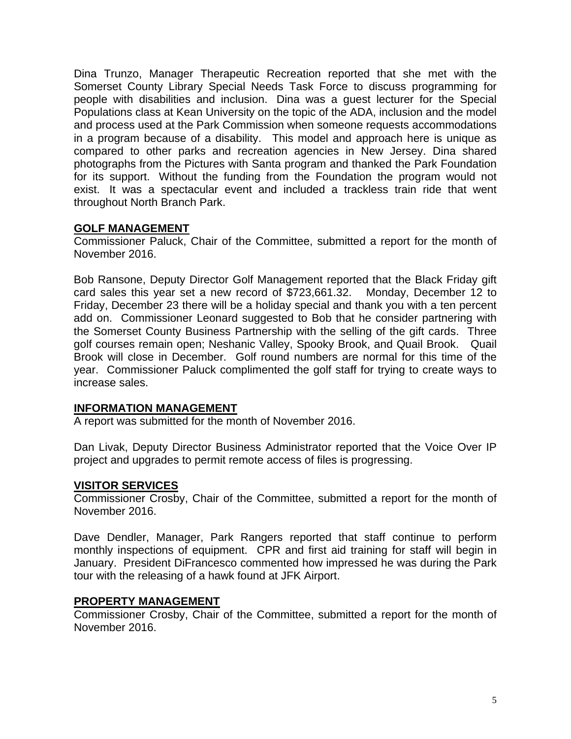Dina Trunzo, Manager Therapeutic Recreation reported that she met with the Somerset County Library Special Needs Task Force to discuss programming for people with disabilities and inclusion. Dina was a guest lecturer for the Special Populations class at Kean University on the topic of the ADA, inclusion and the model and process used at the Park Commission when someone requests accommodations in a program because of a disability. This model and approach here is unique as compared to other parks and recreation agencies in New Jersey. Dina shared photographs from the Pictures with Santa program and thanked the Park Foundation for its support. Without the funding from the Foundation the program would not exist. It was a spectacular event and included a trackless train ride that went throughout North Branch Park.

## GOLF MANAGEMENT

Commissioner Paluck, Chair of the Committee, submitted a report for the month of November 2016.

Bob Ransone, Deputy Director Golf Management reported that the Black Friday gift card sales this year set a new record of $723,661.32. Monday, December 12 to Friday, December 23 there will be a holiday special and thank you with a ten percent add on. Commissioner Leonard suggested to Bob that he consider partnering with the Somerset County Business Partnership with the selling of the gift cards. Three golf courses remain open; Neshanic Valley, Spooky Brook, and Quail Brook. Quail Brook will close in December. Golf round numbers are normal for this time of the year. Commissioner Paluck complimented the golf staff for trying to create ways to increase sales.

## INFORMATION MANAGEMENT

A report was submitted for the month of November 2016.

Dan Livak, Deputy Director Business Administrator reported that the Voice Over IP project and upgrades to permit remote access of files is progressing.

## VISITOR SERVICES

Commissioner Crosby, Chair of the Committee, submitted a report for the month of November 2016.

Dave Dendler, Manager, Park Rangers reported that staff continue to perform monthly inspections of equipment. CPR and first aid training for staff will begin in January. President DiFrancesco commented how impressed he was during the Park tour with the releasing of a hawk found at JFK Airport.

## PROPERTY MANAGEMENT

Commissioner Crosby, Chair of the Committee, submitted a report for the month of November 2016.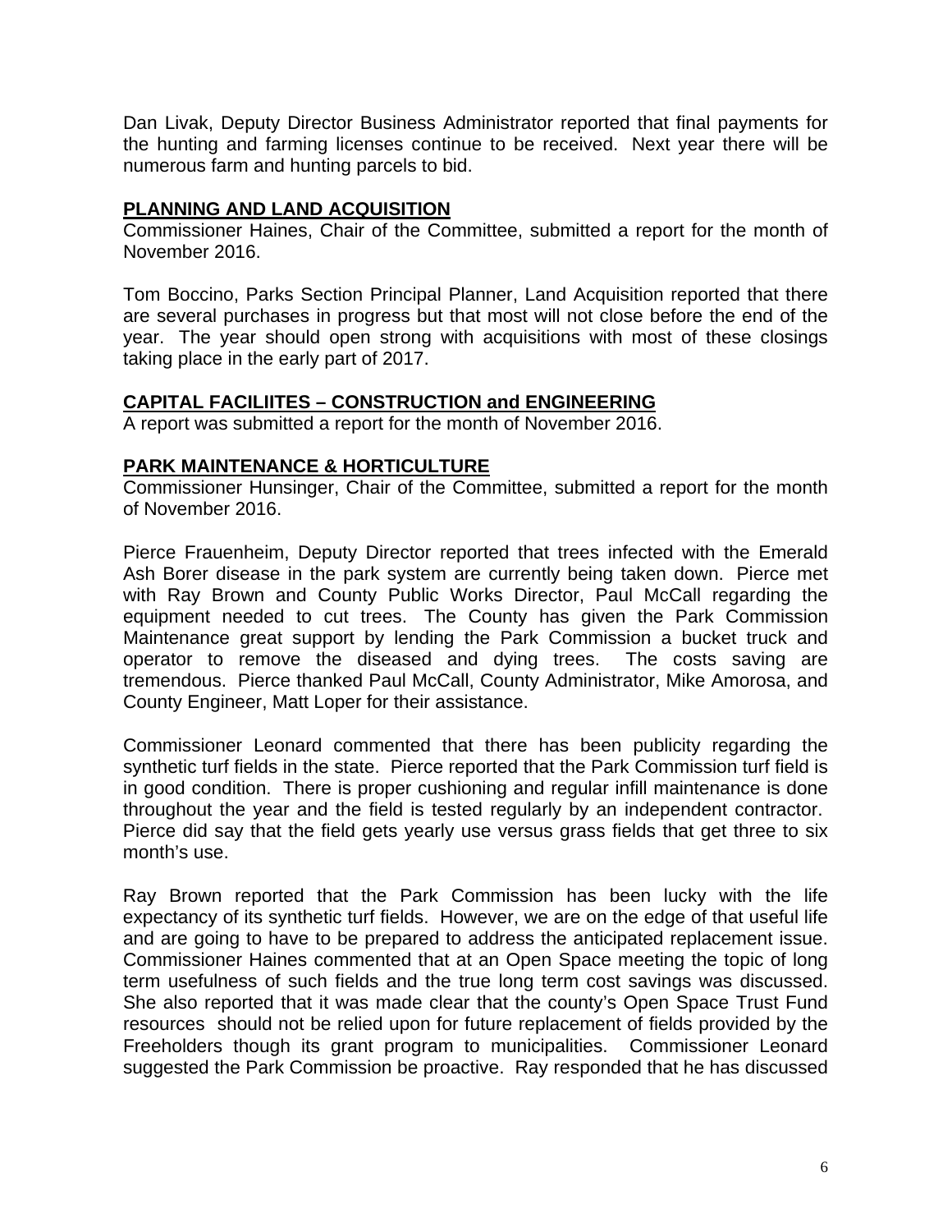Dan Livak, Deputy Director Business Administrator reported that final payments for the hunting and farming licenses continue to be received. Next year there will be numerous farm and hunting parcels to bid.

**PLANNING AND LAND ACQUISITION**

Commissioner Haines, Chair of the Committee, submitted a report for the month of November 2016.

Tom Boccino, Parks Section Principal Planner, Land Acquisition reported that there are several purchases in progress but that most will not close before the end of the year. The year should open strong with acquisitions with most of these closings taking place in the early part of 2017.

**CAPITAL FACILIITES – CONSTRUCTION and ENGINEERING**

A report was submitted a report for the month of November 2016.

**PARK MAINTENANCE & HORTICULTURE**

Commissioner Hunsinger, Chair of the Committee, submitted a report for the month of November 2016.

Pierce Frauenheim, Deputy Director reported that trees infected with the Emerald Ash Borer disease in the park system are currently being taken down. Pierce met with Ray Brown and County Public Works Director, Paul McCall regarding the equipment needed to cut trees. The County has given the Park Commission Maintenance great support by lending the Park Commission a bucket truck and operator to remove the diseased and dying trees. The costs saving are tremendous. Pierce thanked Paul McCall, County Administrator, Mike Amorosa, and County Engineer, Matt Loper for their assistance.

Commissioner Leonard commented that there has been publicity regarding the synthetic turf fields in the state. Pierce reported that the Park Commission turf field is in good condition. There is proper cushioning and regular infill maintenance is done throughout the year and the field is tested regularly by an independent contractor. Pierce did say that the field gets yearly use versus grass fields that get three to six month's use.

Ray Brown reported that the Park Commission has been lucky with the life expectancy of its synthetic turf fields. However, we are on the edge of that useful life and are going to have to be prepared to address the anticipated replacement issue. Commissioner Haines commented that at an Open Space meeting the topic of long term usefulness of such fields and the true long term cost savings was discussed. She also reported that it was made clear that the county's Open Space Trust Fund resources should not be relied upon for future replacement of fields provided by the Freeholders though its grant program to municipalities. Commissioner Leonard suggested the Park Commission be proactive. Ray responded that he has discussed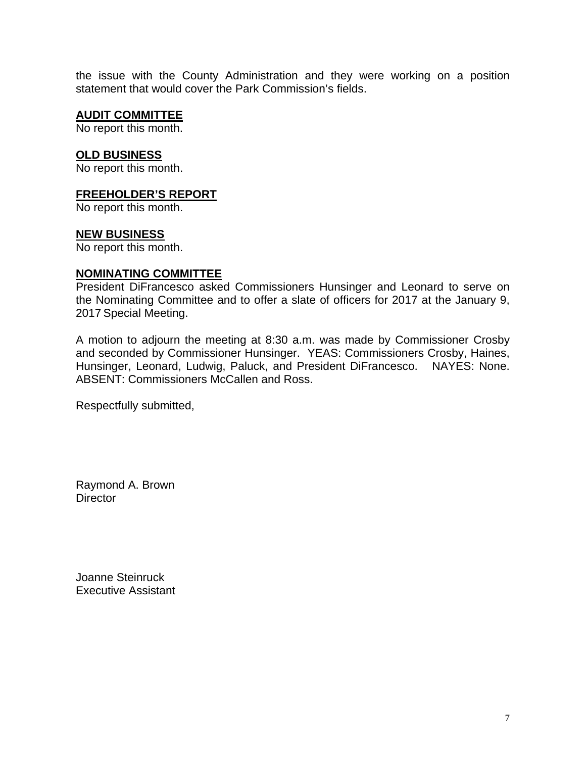the issue with the County Administration and they were working on a position statement that would cover the Park Commission's fields.

**AUDIT COMMITTEE**

No report this month.

**OLD BUSINESS**

No report this month.

**FREEHOLDER'S REPORT**

No report this month.

**NEW BUSINESS**

No report this month.

**NOMINATING COMMITTEE**

President DiFrancesco asked Commissioners Hunsinger and Leonard to serve on the Nominating Committee and to offer a slate of officers for 2017 at the January 9, 2017 Special Meeting.

A motion to adjourn the meeting at 8:30 a.m. was made by Commissioner Crosby and seconded by Commissioner Hunsinger. YEAS: Commissioners Crosby, Haines, Hunsinger, Leonard, Ludwig, Paluck, and President DiFrancesco. NAYES: None. ABSENT: Commissioners McCallen and Ross.

Respectfully submitted,

Raymond A. Brown
Director

Joanne Steinruck
Executive Assistant